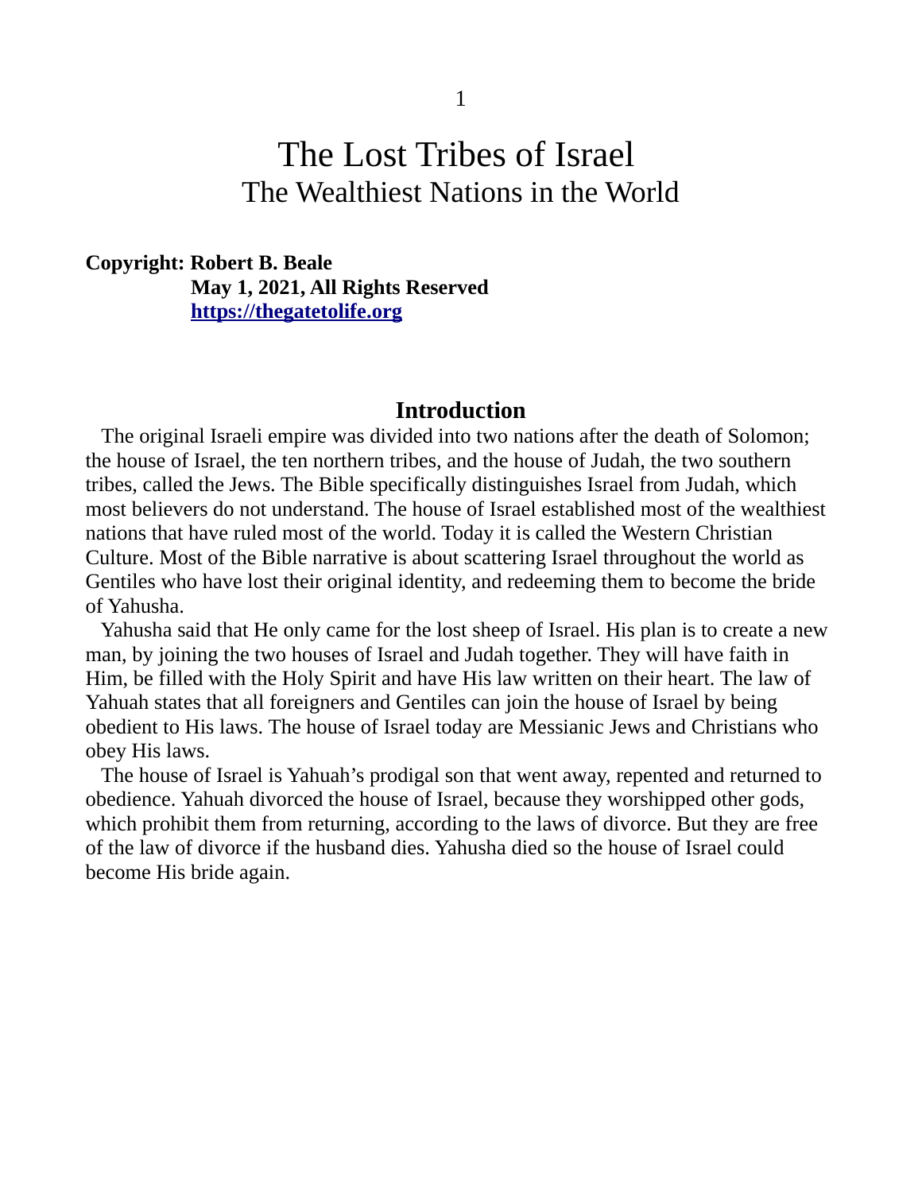# The Lost Tribes of Israel
## The Wealthiest Nations in the World

**Copyright: Robert B. Beale**
**May 1, 2021, All Rights Reserved**
**[https://thegatetolife.org](https://thegatetolife.org)**

### Introduction

The original Israeli empire was divided into two nations after the death of Solomon; the house of Israel, the ten northern tribes, and the house of Judah, the two southern tribes, called the Jews. The Bible specifically distinguishes Israel from Judah, which most believers do not understand. The house of Israel established most of the wealthiest nations that have ruled most of the world. Today it is called the Western Christian Culture. Most of the Bible narrative is about scattering Israel throughout the world as Gentiles who have lost their original identity, and redeeming them to become the bride of Yahusha.

Yahusha said that He only came for the lost sheep of Israel. His plan is to create a new man, by joining the two houses of Israel and Judah together. They will have faith in Him, be filled with the Holy Spirit and have His law written on their heart. The law of Yahuah states that all foreigners and Gentiles can join the house of Israel by being obedient to His laws. The house of Israel today are Messianic Jews and Christians who obey His laws.

The house of Israel is Yahuah's prodigal son that went away, repented and returned to obedience. Yahuah divorced the house of Israel, because they worshipped other gods, which prohibit them from returning, according to the laws of divorce. But they are free of the law of divorce if the husband dies. Yahusha died so the house of Israel could become His bride again.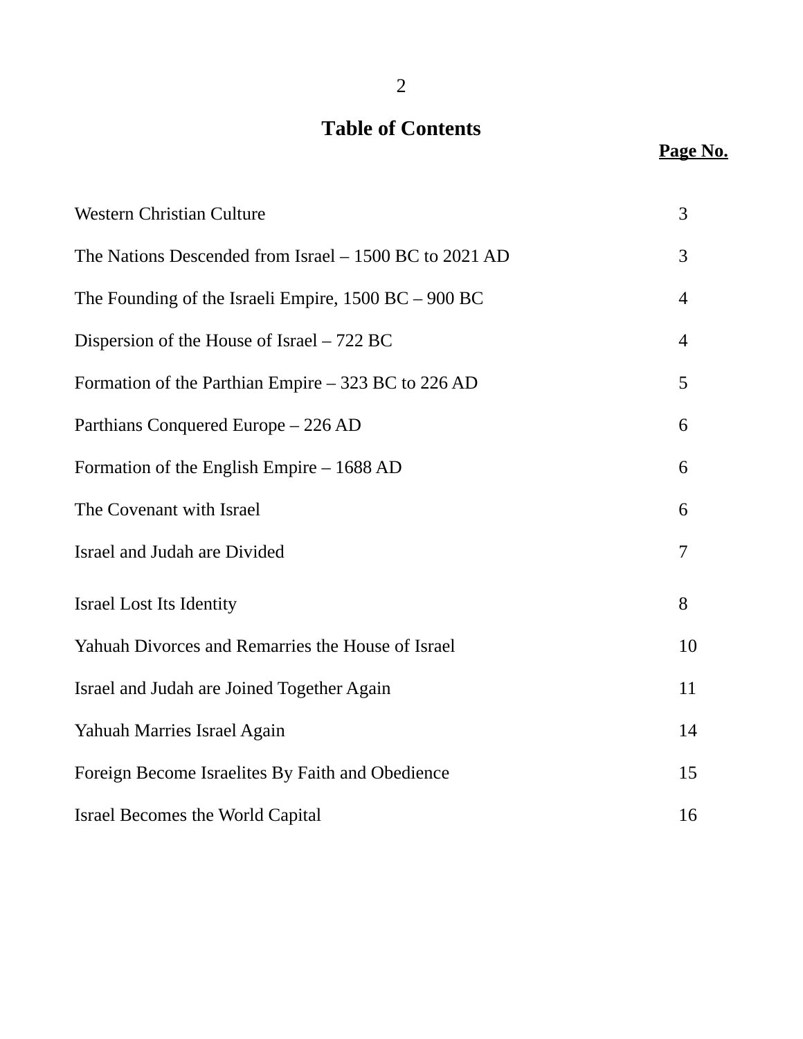# Table of Contents

| | Page No. |
|---|---|
| Western Christian Culture | 3 |
| The Nations Descended from Israel – 1500 BC to 2021 AD | 3 |
| The Founding of the Israeli Empire, 1500 BC – 900 BC | 4 |
| Dispersion of the House of Israel – 722 BC | 4 |
| Formation of the Parthian Empire – 323 BC to 226 AD | 5 |
| Parthians Conquered Europe – 226 AD | 6 |
| Formation of the English Empire – 1688 AD | 6 |
| The Covenant with Israel | 6 |
| Israel and Judah are Divided | 7 |
| Israel Lost Its Identity | 8 |
| Yahuah Divorces and Remarries the House of Israel | 10 |
| Israel and Judah are Joined Together Again | 11 |
| Yahuah Marries Israel Again | 14 |
| Foreign Become Israelites By Faith and Obedience | 15 |
| Israel Becomes the World Capital | 16 |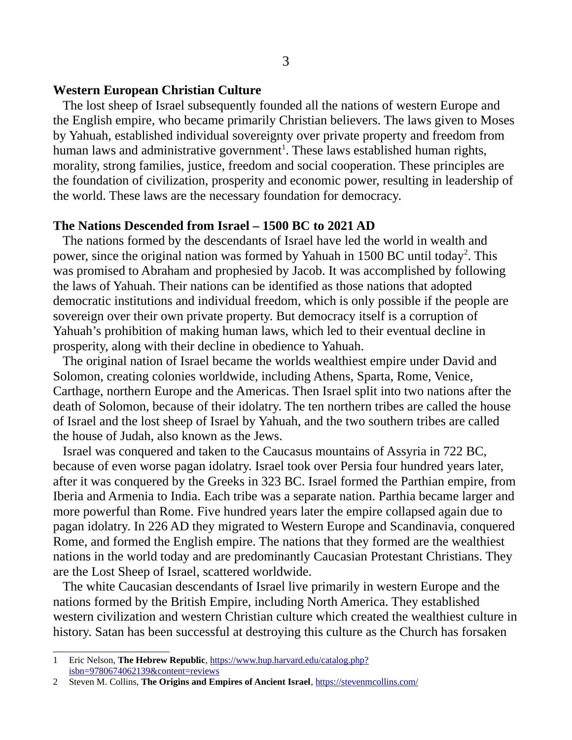**Western European Christian Culture**

The lost sheep of Israel subsequently founded all the nations of western Europe and the English empire, who became primarily Christian believers. The laws given to Moses by Yahuah, established individual sovereignty over private property and freedom from human laws and administrative government[1]. These laws established human rights, morality, strong families, justice, freedom and social cooperation. These principles are the foundation of civilization, prosperity and economic power, resulting in leadership of the world. These laws are the necessary foundation for democracy.

**The Nations Descended from Israel – 1500 BC to 2021 AD**

The nations formed by the descendants of Israel have led the world in wealth and power, since the original nation was formed by Yahuah in 1500 BC until today[2]. This was promised to Abraham and prophesied by Jacob. It was accomplished by following the laws of Yahuah. Their nations can be identified as those nations that adopted democratic institutions and individual freedom, which is only possible if the people are sovereign over their own private property. But democracy itself is a corruption of Yahuah's prohibition of making human laws, which led to their eventual decline in prosperity, along with their decline in obedience to Yahuah.

The original nation of Israel became the worlds wealthiest empire under David and Solomon, creating colonies worldwide, including Athens, Sparta, Rome, Venice, Carthage, northern Europe and the Americas. Then Israel split into two nations after the death of Solomon, because of their idolatry. The ten northern tribes are called the house of Israel and the lost sheep of Israel by Yahuah, and the two southern tribes are called the house of Judah, also known as the Jews.

Israel was conquered and taken to the Caucasus mountains of Assyria in 722 BC, because of even worse pagan idolatry. Israel took over Persia four hundred years later, after it was conquered by the Greeks in 323 BC. Israel formed the Parthian empire, from Iberia and Armenia to India. Each tribe was a separate nation. Parthia became larger and more powerful than Rome. Five hundred years later the empire collapsed again due to pagan idolatry. In 226 AD they migrated to Western Europe and Scandinavia, conquered Rome, and formed the English empire. The nations that they formed are the wealthiest nations in the world today and are predominantly Caucasian Protestant Christians. They are the Lost Sheep of Israel, scattered worldwide.

The white Caucasian descendants of Israel live primarily in western Europe and the nations formed by the British Empire, including North America. They established western civilization and western Christian culture which created the wealthiest culture in history. Satan has been successful at destroying this culture as the Church has forsaken

---

1 Eric Nelson, **The Hebrew Republic**, https://www.hup.harvard.edu/catalog.php?isbn=9780674062139&content=reviews

2 Steven M. Collins, **The Origins and Empires of Ancient Israel**, https://stevenmcollins.com/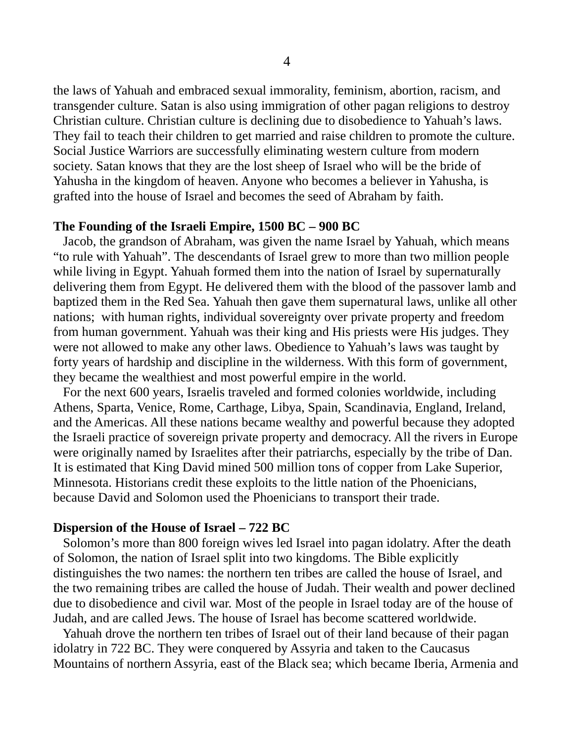the laws of Yahuah and embraced sexual immorality, feminism, abortion, racism, and transgender culture. Satan is also using immigration of other pagan religions to destroy Christian culture. Christian culture is declining due to disobedience to Yahuah's laws. They fail to teach their children to get married and raise children to promote the culture. Social Justice Warriors are successfully eliminating western culture from modern society. Satan knows that they are the lost sheep of Israel who will be the bride of Yahusha in the kingdom of heaven. Anyone who becomes a believer in Yahusha, is grafted into the house of Israel and becomes the seed of Abraham by faith.

**The Founding of the Israeli Empire, 1500 BC – 900 BC**

Jacob, the grandson of Abraham, was given the name Israel by Yahuah, which means "to rule with Yahuah". The descendants of Israel grew to more than two million people while living in Egypt. Yahuah formed them into the nation of Israel by supernaturally delivering them from Egypt. He delivered them with the blood of the passover lamb and baptized them in the Red Sea. Yahuah then gave them supernatural laws, unlike all other nations; with human rights, individual sovereignty over private property and freedom from human government. Yahuah was their king and His priests were His judges. They were not allowed to make any other laws. Obedience to Yahuah's laws was taught by forty years of hardship and discipline in the wilderness. With this form of government, they became the wealthiest and most powerful empire in the world.

For the next 600 years, Israelis traveled and formed colonies worldwide, including Athens, Sparta, Venice, Rome, Carthage, Libya, Spain, Scandinavia, England, Ireland, and the Americas. All these nations became wealthy and powerful because they adopted the Israeli practice of sovereign private property and democracy. All the rivers in Europe were originally named by Israelites after their patriarchs, especially by the tribe of Dan. It is estimated that King David mined 500 million tons of copper from Lake Superior, Minnesota. Historians credit these exploits to the little nation of the Phoenicians, because David and Solomon used the Phoenicians to transport their trade.

**Dispersion of the House of Israel – 722 BC**

Solomon's more than 800 foreign wives led Israel into pagan idolatry. After the death of Solomon, the nation of Israel split into two kingdoms. The Bible explicitly distinguishes the two names: the northern ten tribes are called the house of Israel, and the two remaining tribes are called the house of Judah. Their wealth and power declined due to disobedience and civil war. Most of the people in Israel today are of the house of Judah, and are called Jews. The house of Israel has become scattered worldwide.

Yahuah drove the northern ten tribes of Israel out of their land because of their pagan idolatry in 722 BC. They were conquered by Assyria and taken to the Caucasus Mountains of northern Assyria, east of the Black sea; which became Iberia, Armenia and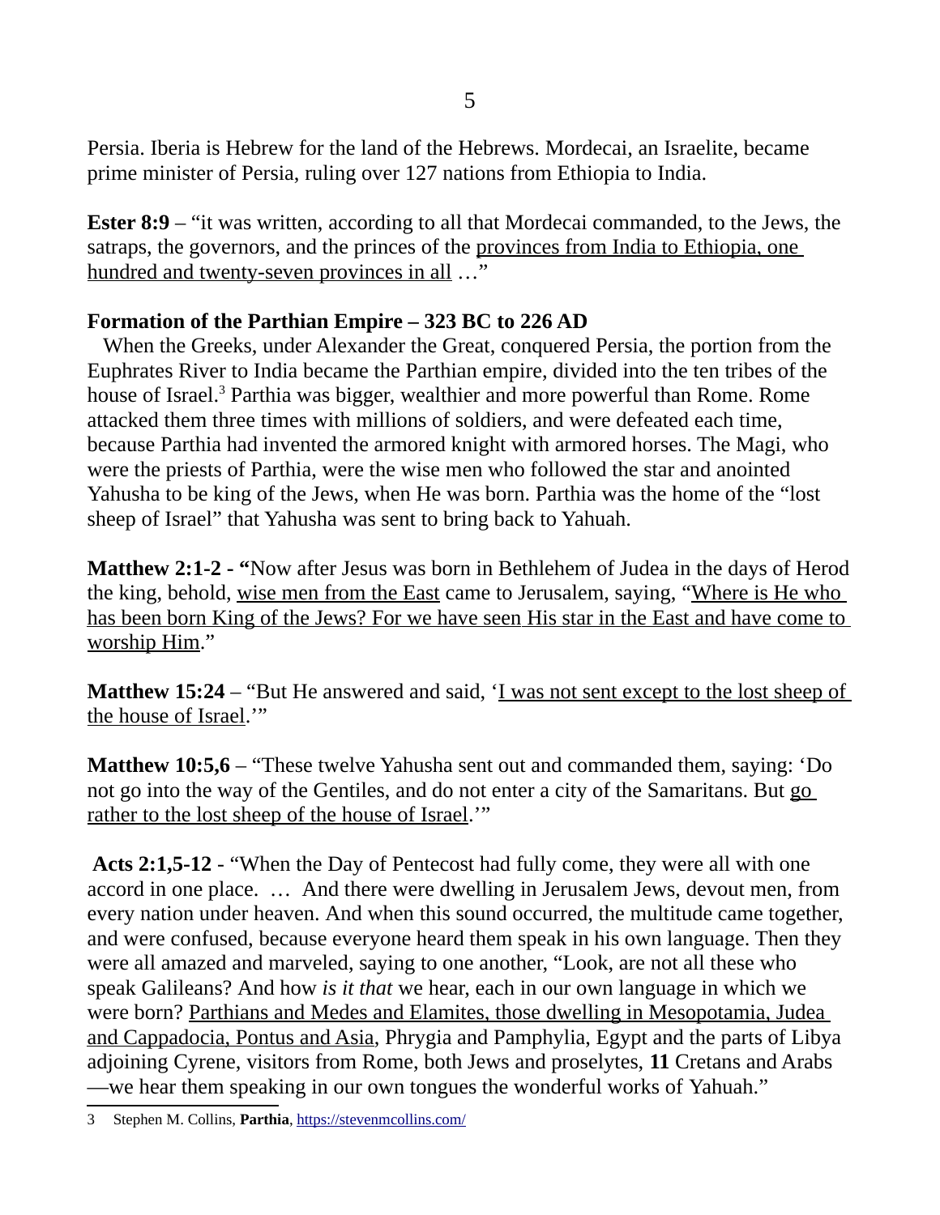Persia. Iberia is Hebrew for the land of the Hebrews. Mordecai, an Israelite, became prime minister of Persia, ruling over 127 nations from Ethiopia to India.

**Ester 8:9** – "it was written, according to all that Mordecai commanded, to the Jews, the satraps, the governors, and the princes of the provinces from India to Ethiopia, one hundred and twenty-seven provinces in all …"

**Formation of the Parthian Empire – 323 BC to 226 AD**

When the Greeks, under Alexander the Great, conquered Persia, the portion from the Euphrates River to India became the Parthian empire, divided into the ten tribes of the house of Israel.[3] Parthia was bigger, wealthier and more powerful than Rome. Rome attacked them three times with millions of soldiers, and were defeated each time, because Parthia had invented the armored knight with armored horses. The Magi, who were the priests of Parthia, were the wise men who followed the star and anointed Yahusha to be king of the Jews, when He was born. Parthia was the home of the "lost sheep of Israel" that Yahusha was sent to bring back to Yahuah.

**Matthew 2:1-2 - "**Now after Jesus was born in Bethlehem of Judea in the days of Herod the king, behold, wise men from the East came to Jerusalem, saying, "Where is He who has been born King of the Jews? For we have seen His star in the East and have come to worship Him."

**Matthew 15:24** – "But He answered and said, 'I was not sent except to the lost sheep of the house of Israel.'"

**Matthew 10:5,6** – "These twelve Yahusha sent out and commanded them, saying: 'Do not go into the way of the Gentiles, and do not enter a city of the Samaritans. But go rather to the lost sheep of the house of Israel.'"

**Acts 2:1,5-12** - "When the Day of Pentecost had fully come, they were all with one accord in one place. … And there were dwelling in Jerusalem Jews, devout men, from every nation under heaven. And when this sound occurred, the multitude came together, and were confused, because everyone heard them speak in his own language. Then they were all amazed and marveled, saying to one another, "Look, are not all these who speak Galileans? And how *is it that* we hear, each in our own language in which we were born? Parthians and Medes and Elamites, those dwelling in Mesopotamia, Judea and Cappadocia, Pontus and Asia, Phrygia and Pamphylia, Egypt and the parts of Libya adjoining Cyrene, visitors from Rome, both Jews and proselytes, **11** Cretans and Arabs —we hear them speaking in our own tongues the wonderful works of Yahuah."

---

3 Stephen M. Collins, **Parthia**, https://stevenmcollins.com/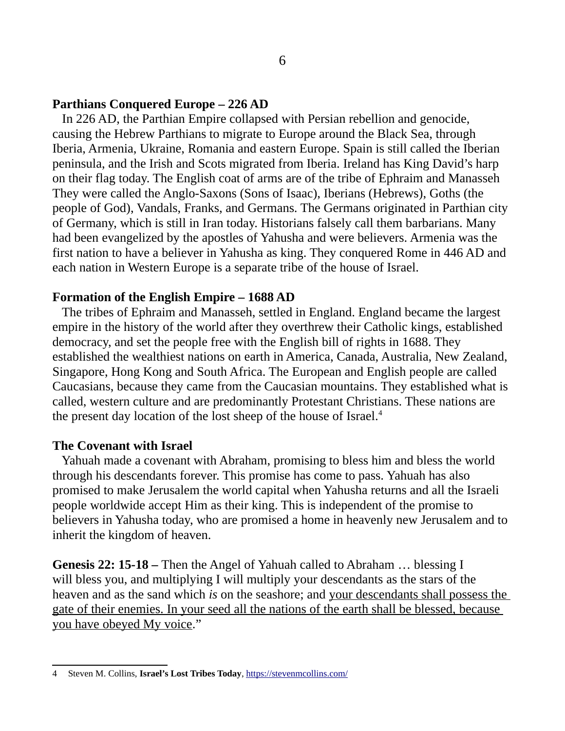**Parthians Conquered Europe – 226 AD**

In 226 AD, the Parthian Empire collapsed with Persian rebellion and genocide, causing the Hebrew Parthians to migrate to Europe around the Black Sea, through Iberia, Armenia, Ukraine, Romania and eastern Europe. Spain is still called the Iberian peninsula, and the Irish and Scots migrated from Iberia. Ireland has King David's harp on their flag today. The English coat of arms are of the tribe of Ephraim and Manasseh They were called the Anglo-Saxons (Sons of Isaac), Iberians (Hebrews), Goths (the people of God), Vandals, Franks, and Germans. The Germans originated in Parthian city of Germany, which is still in Iran today. Historians falsely call them barbarians. Many had been evangelized by the apostles of Yahusha and were believers. Armenia was the first nation to have a believer in Yahusha as king. They conquered Rome in 446 AD and each nation in Western Europe is a separate tribe of the house of Israel.

**Formation of the English Empire – 1688 AD**

The tribes of Ephraim and Manasseh, settled in England. England became the largest empire in the history of the world after they overthrew their Catholic kings, established democracy, and set the people free with the English bill of rights in 1688. They established the wealthiest nations on earth in America, Canada, Australia, New Zealand, Singapore, Hong Kong and South Africa. The European and English people are called Caucasians, because they came from the Caucasian mountains. They established what is called, western culture and are predominantly Protestant Christians. These nations are the present day location of the lost sheep of the house of Israel.[4]

**The Covenant with Israel**

Yahuah made a covenant with Abraham, promising to bless him and bless the world through his descendants forever. This promise has come to pass. Yahuah has also promised to make Jerusalem the world capital when Yahusha returns and all the Israeli people worldwide accept Him as their king. This is independent of the promise to believers in Yahusha today, who are promised a home in heavenly new Jerusalem and to inherit the kingdom of heaven.

**Genesis 22: 15-18 –** Then the Angel of Yahuah called to Abraham … blessing I will bless you, and multiplying I will multiply your descendants as the stars of the heaven and as the sand which *is* on the seashore; and <u>your descendants shall possess the gate of their enemies. In your seed all the nations of the earth shall be blessed, because you have obeyed My voice</u>."

---

4 Steven M. Collins, **Israel's Lost Tribes Today**, https://stevenmcollins.com/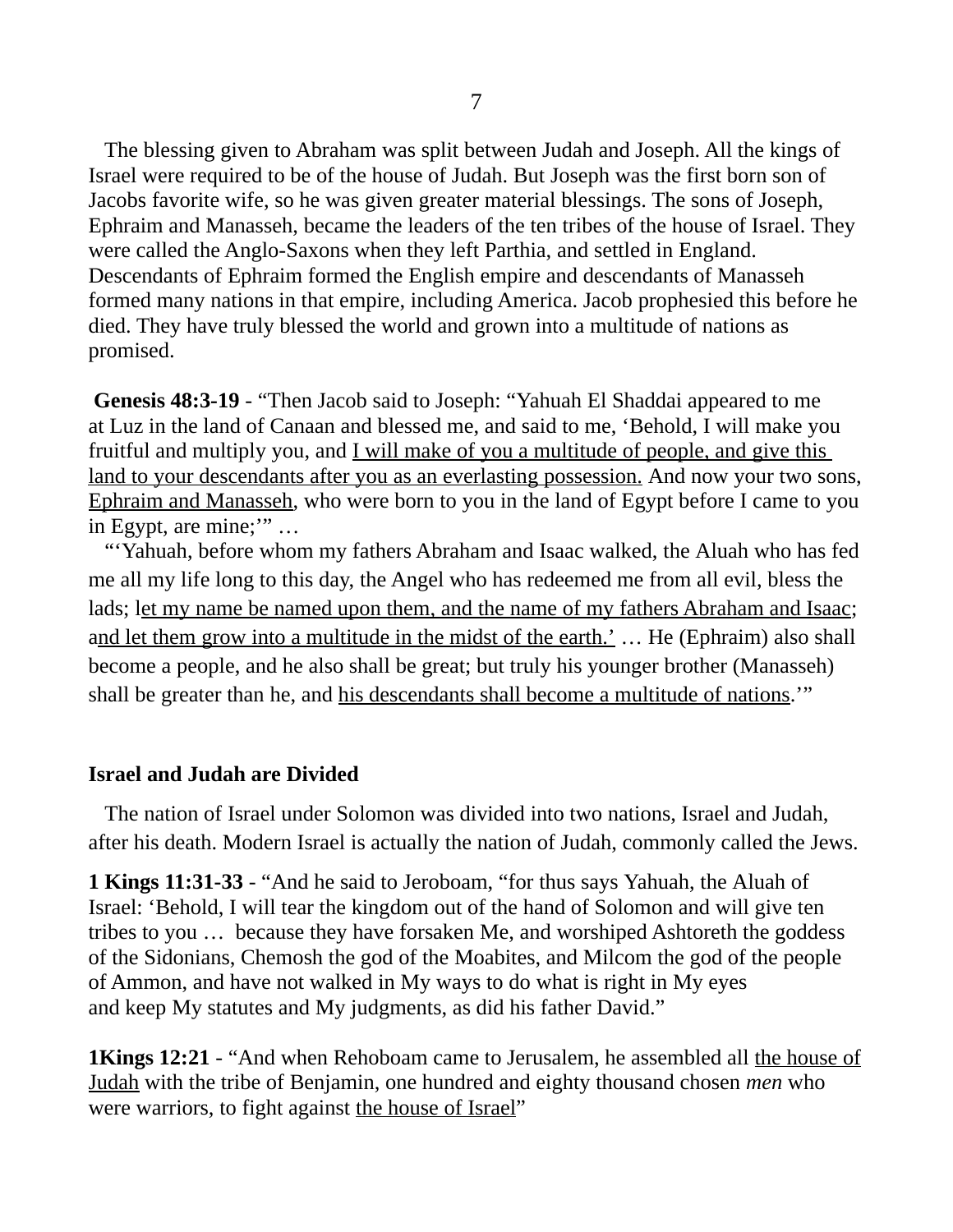The blessing given to Abraham was split between Judah and Joseph. All the kings of Israel were required to be of the house of Judah. But Joseph was the first born son of Jacobs favorite wife, so he was given greater material blessings. The sons of Joseph, Ephraim and Manasseh, became the leaders of the ten tribes of the house of Israel. They were called the Anglo-Saxons when they left Parthia, and settled in England. Descendants of Ephraim formed the English empire and descendants of Manasseh formed many nations in that empire, including America. Jacob prophesied this before he died. They have truly blessed the world and grown into a multitude of nations as promised.

**Genesis 48:3-19** - "Then Jacob said to Joseph: "Yahuah El Shaddai appeared to me at Luz in the land of Canaan and blessed me, and said to me, 'Behold, I will make you fruitful and multiply you, and I will make of you a multitude of people, and give this land to your descendants after you as an everlasting possession. And now your two sons, Ephraim and Manasseh, who were born to you in the land of Egypt before I came to you in Egypt, are mine;'" …

"'Yahuah, before whom my fathers Abraham and Isaac walked, the Aluah who has fed me all my life long to this day, the Angel who has redeemed me from all evil, bless the lads; let my name be named upon them, and the name of my fathers Abraham and Isaac; and let them grow into a multitude in the midst of the earth.' … He (Ephraim) also shall become a people, and he also shall be great; but truly his younger brother (Manasseh) shall be greater than he, and his descendants shall become a multitude of nations.'"

## Israel and Judah are Divided

The nation of Israel under Solomon was divided into two nations, Israel and Judah, after his death. Modern Israel is actually the nation of Judah, commonly called the Jews.

**1 Kings 11:31-33** - "And he said to Jeroboam, "for thus says Yahuah, the Aluah of Israel: 'Behold, I will tear the kingdom out of the hand of Solomon and will give ten tribes to you … because they have forsaken Me, and worshiped Ashtoreth the goddess of the Sidonians, Chemosh the god of the Moabites, and Milcom the god of the people of Ammon, and have not walked in My ways to do what is right in My eyes and keep My statutes and My judgments, as did his father David."

**1Kings 12:21** - "And when Rehoboam came to Jerusalem, he assembled all the house of Judah with the tribe of Benjamin, one hundred and eighty thousand chosen *men* who were warriors, to fight against the house of Israel"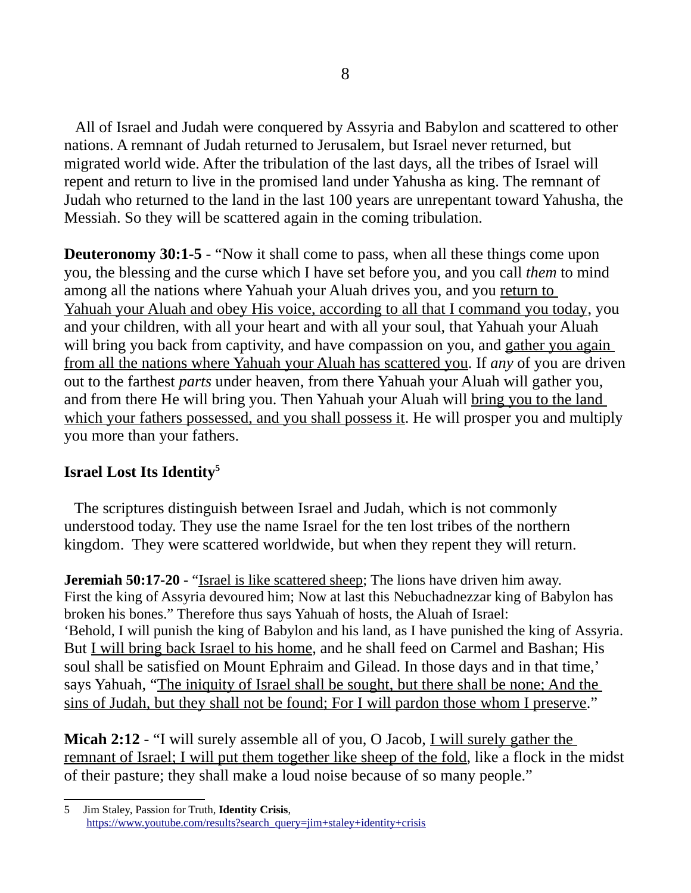All of Israel and Judah were conquered by Assyria and Babylon and scattered to other nations. A remnant of Judah returned to Jerusalem, but Israel never returned, but migrated world wide. After the tribulation of the last days, all the tribes of Israel will repent and return to live in the promised land under Yahusha as king. The remnant of Judah who returned to the land in the last 100 years are unrepentant toward Yahusha, the Messiah. So they will be scattered again in the coming tribulation.

**Deuteronomy 30:1-5** - "Now it shall come to pass, when all these things come upon you, the blessing and the curse which I have set before you, and you call *them* to mind among all the nations where Yahuah your Aluah drives you, and you <u>return to Yahuah your Aluah and obey His voice, according to all that I command you today</u>, you and your children, with all your heart and with all your soul, that Yahuah your Aluah will bring you back from captivity, and have compassion on you, and <u>gather you again from all the nations where Yahuah your Aluah has scattered you</u>. If *any* of you are driven out to the farthest *parts* under heaven, from there Yahuah your Aluah will gather you, and from there He will bring you. Then Yahuah your Aluah will <u>bring you to the land which your fathers possessed, and you shall possess it</u>. He will prosper you and multiply you more than your fathers.

### Israel Lost Its Identity[5]

The scriptures distinguish between Israel and Judah, which is not commonly understood today. They use the name Israel for the ten lost tribes of the northern kingdom. They were scattered worldwide, but when they repent they will return.

**Jeremiah 50:17-20** - "<u>Israel is like scattered sheep</u>; The lions have driven him away. First the king of Assyria devoured him; Now at last this Nebuchadnezzar king of Babylon has broken his bones." Therefore thus says Yahuah of hosts, the Aluah of Israel: 'Behold, I will punish the king of Babylon and his land, as I have punished the king of Assyria. But <u>I will bring back Israel to his home</u>, and he shall feed on Carmel and Bashan; His soul shall be satisfied on Mount Ephraim and Gilead. In those days and in that time,' says Yahuah, "<u>The iniquity of Israel shall be sought, but there shall be none; And the sins of Judah, but they shall not be found; For I will pardon those whom I preserve</u>."

**Micah 2:12** - "I will surely assemble all of you, O Jacob, <u>I will surely gather the remnant of Israel; I will put them together like sheep of the fold</u>, like a flock in the midst of their pasture; they shall make a loud noise because of so many people."

---

5 Jim Staley, Passion for Truth, **Identity Crisis**, https://www.youtube.com/results?search_query=jim+staley+identity+crisis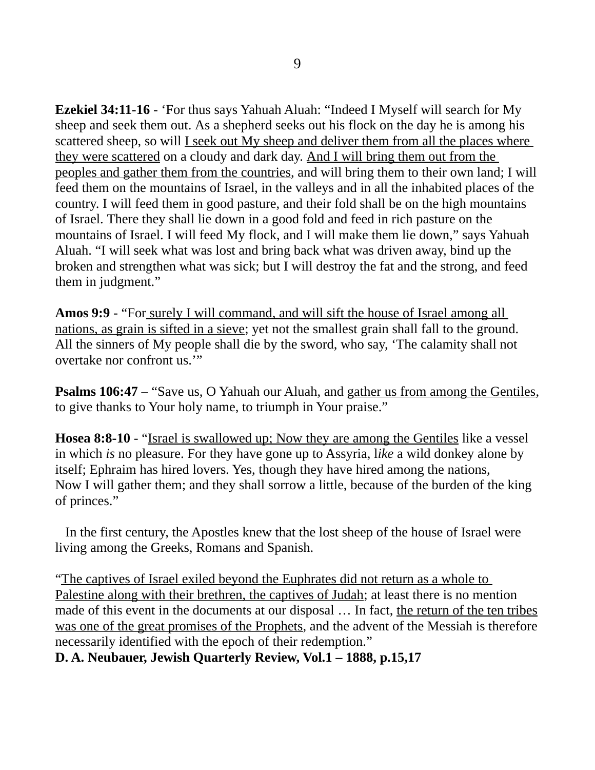**Ezekiel 34:11-16** - 'For thus says Yahuah Aluah: "Indeed I Myself will search for My sheep and seek them out. As a shepherd seeks out his flock on the day he is among his scattered sheep, so will <u>I seek out My sheep and deliver them from all the places where they were scattered</u> on a cloudy and dark day. <u>And I will bring them out from the peoples and gather them from the countries</u>, and will bring them to their own land; I will feed them on the mountains of Israel, in the valleys and in all the inhabited places of the country. I will feed them in good pasture, and their fold shall be on the high mountains of Israel. There they shall lie down in a good fold and feed in rich pasture on the mountains of Israel. I will feed My flock, and I will make them lie down," says Yahuah Aluah. "I will seek what was lost and bring back what was driven away, bind up the broken and strengthen what was sick; but I will destroy the fat and the strong, and feed them in judgment."

**Amos 9:9** - "For <u>surely I will command, and will sift the house of Israel among all nations, as grain is sifted in a sieve</u>; yet not the smallest grain shall fall to the ground. All the sinners of My people shall die by the sword, who say, 'The calamity shall not overtake nor confront us.'"

**Psalms 106:47** – "Save us, O Yahuah our Aluah, and <u>gather us from among the Gentiles</u>, to give thanks to Your holy name, to triumph in Your praise."

**Hosea 8:8-10** - "<u>Israel is swallowed up; Now they are among the Gentiles</u> like a vessel in which *is* no pleasure. For they have gone up to Assyria, l*ike* a wild donkey alone by itself; Ephraim has hired lovers. Yes, though they have hired among the nations, Now I will gather them; and they shall sorrow a little, because of the burden of the king of princes."

In the first century, the Apostles knew that the lost sheep of the house of Israel were living among the Greeks, Romans and Spanish.

"<u>The captives of Israel exiled beyond the Euphrates did not return as a whole to Palestine along with their brethren, the captives of Judah</u>; at least there is no mention made of this event in the documents at our disposal … In fact, <u>the return of the ten tribes was one of the great promises of the Prophets</u>, and the advent of the Messiah is therefore necessarily identified with the epoch of their redemption."
**D. A. Neubauer, Jewish Quarterly Review, Vol.1 – 1888, p.15,17**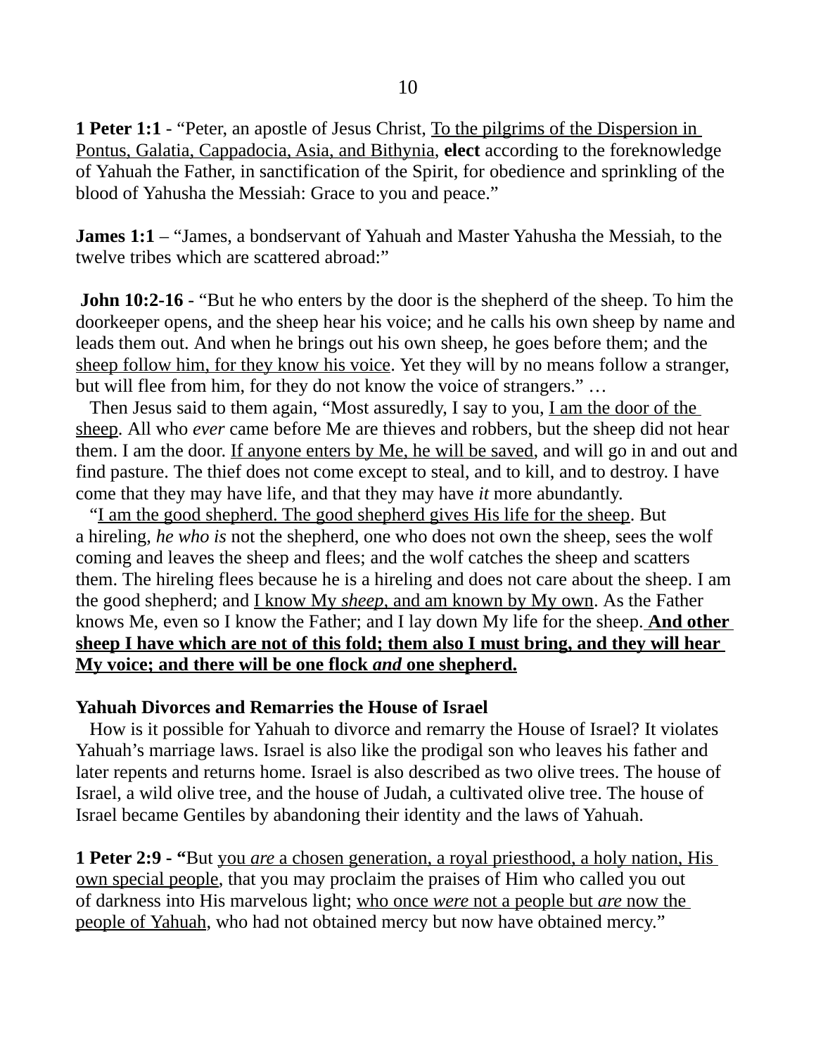**1 Peter 1:1** - "Peter, an apostle of Jesus Christ, <u>To the pilgrims of the Dispersion in Pontus, Galatia, Cappadocia, Asia, and Bithynia</u>, **elect** according to the foreknowledge of Yahuah the Father, in sanctification of the Spirit, for obedience and sprinkling of the blood of Yahusha the Messiah: Grace to you and peace."

**James 1:1** – "James, a bondservant of Yahuah and Master Yahusha the Messiah, to the twelve tribes which are scattered abroad:"

**John 10:2-16** - "But he who enters by the door is the shepherd of the sheep. To him the doorkeeper opens, and the sheep hear his voice; and he calls his own sheep by name and leads them out. And when he brings out his own sheep, he goes before them; and the <u>sheep follow him, for they know his voice</u>. Yet they will by no means follow a stranger, but will flee from him, for they do not know the voice of strangers." …

Then Jesus said to them again, "Most assuredly, I say to you, <u>I am the door of the sheep</u>. All who *ever* came before Me are thieves and robbers, but the sheep did not hear them. I am the door. <u>If anyone enters by Me, he will be saved</u>, and will go in and out and find pasture. The thief does not come except to steal, and to kill, and to destroy. I have come that they may have life, and that they may have *it* more abundantly.

"<u>I am the good shepherd. The good shepherd gives His life for the sheep</u>. But a hireling, *he who is* not the shepherd, one who does not own the sheep, sees the wolf coming and leaves the sheep and flees; and the wolf catches the sheep and scatters them. The hireling flees because he is a hireling and does not care about the sheep. I am the good shepherd; and <u>I know My *sheep*, and am known by My own</u>. As the Father knows Me, even so I know the Father; and I lay down My life for the sheep. **<u>And other sheep I have which are not of this fold; them also I must bring, and they will hear My voice; and there will be one flock *and* one shepherd.</u>**

**Yahuah Divorces and Remarries the House of Israel**

How is it possible for Yahuah to divorce and remarry the House of Israel? It violates Yahuah's marriage laws. Israel is also like the prodigal son who leaves his father and later repents and returns home. Israel is also described as two olive trees. The house of Israel, a wild olive tree, and the house of Judah, a cultivated olive tree. The house of Israel became Gentiles by abandoning their identity and the laws of Yahuah.

**1 Peter 2:9 - "**But <u>you *are* a chosen generation, a royal priesthood, a holy nation, His own special people</u>, that you may proclaim the praises of Him who called you out of darkness into His marvelous light; <u>who once *were* not a people but *are* now the people of Yahuah</u>, who had not obtained mercy but now have obtained mercy."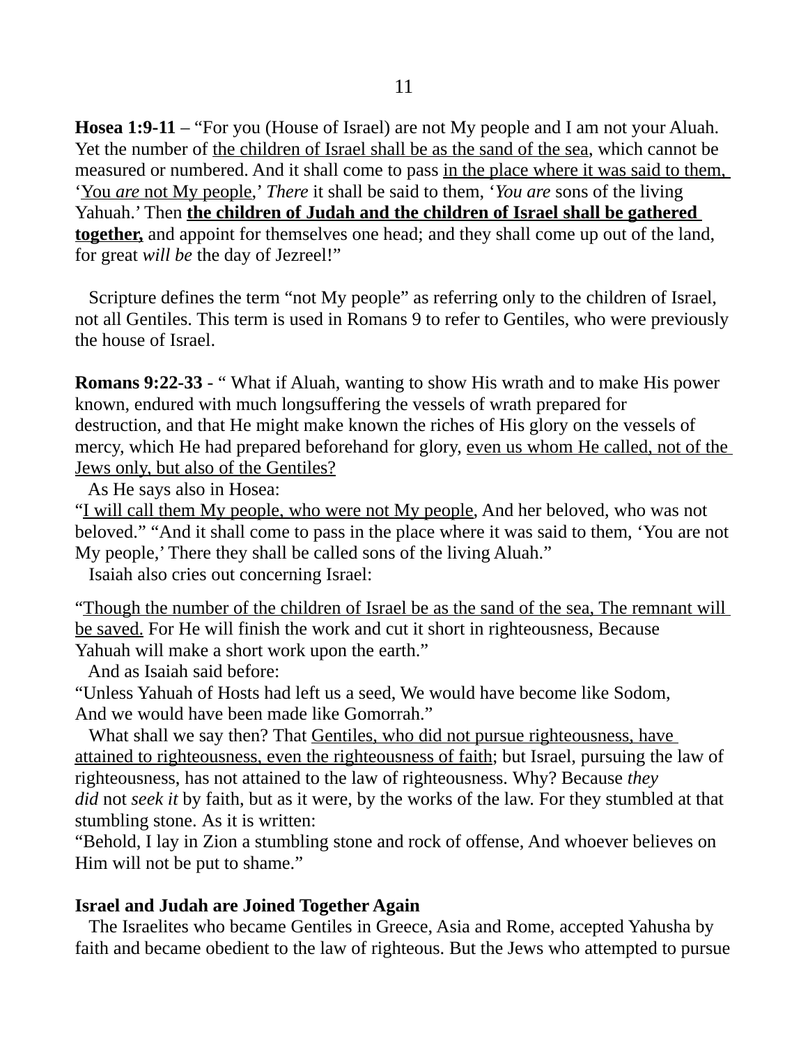**Hosea 1:9-11** – "For you (House of Israel) are not My people and I am not your Aluah. Yet the number of <u>the children of Israel shall be as the sand of the sea</u>, which cannot be measured or numbered. And it shall come to pass <u>in the place where it was said to them, 'You *are* not My people</u>,' *There* it shall be said to them, '*You are* sons of the living Yahuah.' Then <u>**the children of Judah and the children of Israel shall be gathered together,**</u> and appoint for themselves one head; and they shall come up out of the land, for great *will be* the day of Jezreel!"

Scripture defines the term "not My people" as referring only to the children of Israel, not all Gentiles. This term is used in Romans 9 to refer to Gentiles, who were previously the house of Israel.

**Romans 9:22-33** - " What if Aluah, wanting to show His wrath and to make His power known, endured with much longsuffering the vessels of wrath prepared for destruction, and that He might make known the riches of His glory on the vessels of mercy, which He had prepared beforehand for glory, <u>even us whom He called, not of the Jews only, but also of the Gentiles?</u>

As He says also in Hosea:
"<u>I will call them My people, who were not My people</u>, And her beloved, who was not beloved." "And it shall come to pass in the place where it was said to them, 'You are not My people,' There they shall be called sons of the living Aluah."

Isaiah also cries out concerning Israel:

"<u>Though the number of the children of Israel be as the sand of the sea, The remnant will be saved.</u> For He will finish the work and cut it short in righteousness, Because Yahuah will make a short work upon the earth."

And as Isaiah said before:
"Unless Yahuah of Hosts had left us a seed, We would have become like Sodom, And we would have been made like Gomorrah."

What shall we say then? That <u>Gentiles, who did not pursue righteousness, have attained to righteousness, even the righteousness of faith</u>; but Israel, pursuing the law of righteousness, has not attained to the law of righteousness. Why? Because *they did* not *seek it* by faith, but as it were, by the works of the law. For they stumbled at that stumbling stone. As it is written:
"Behold, I lay in Zion a stumbling stone and rock of offense, And whoever believes on Him will not be put to shame."

**Israel and Judah are Joined Together Again**

The Israelites who became Gentiles in Greece, Asia and Rome, accepted Yahusha by faith and became obedient to the law of righteous. But the Jews who attempted to pursue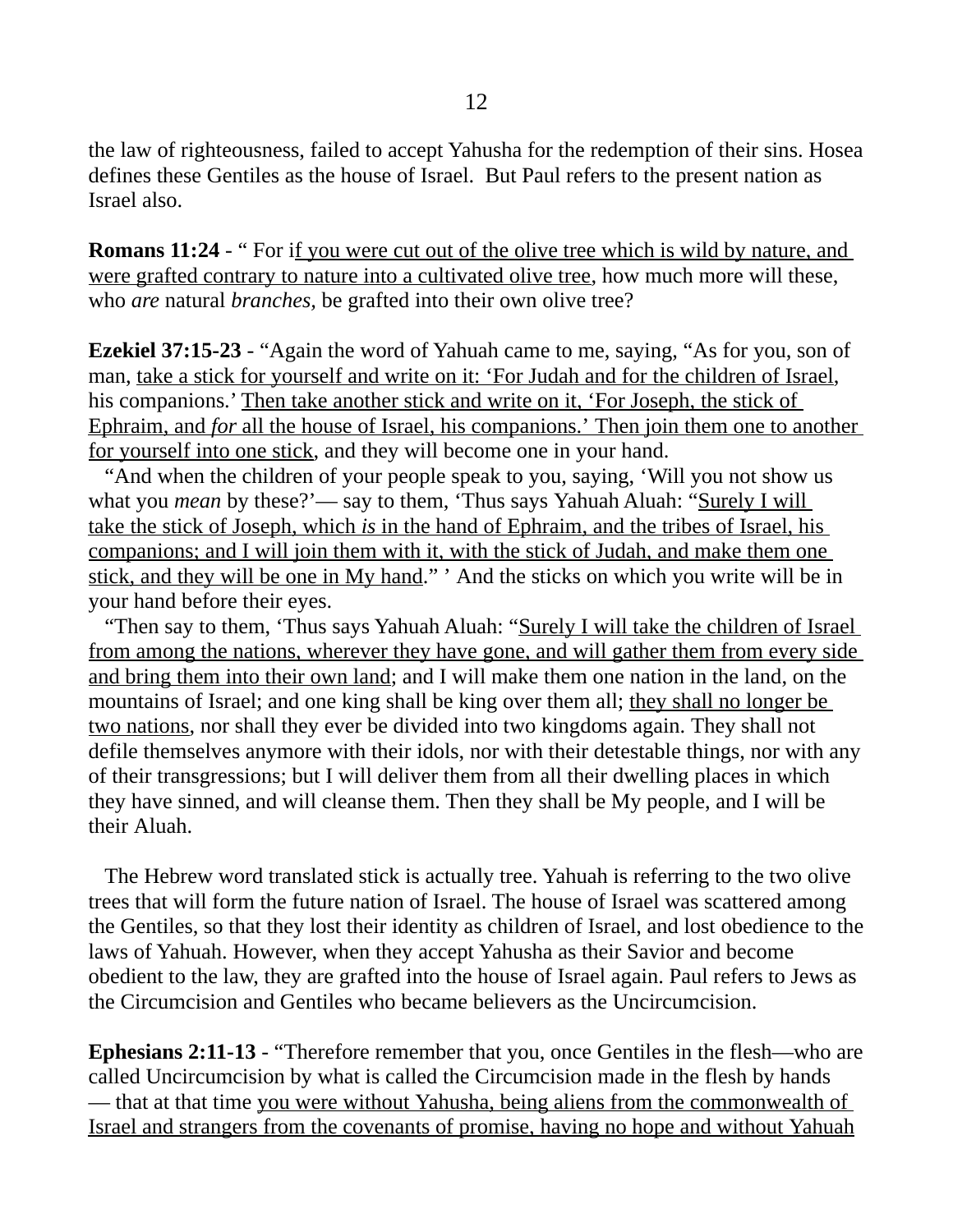the law of righteousness, failed to accept Yahusha for the redemption of their sins. Hosea defines these Gentiles as the house of Israel. But Paul refers to the present nation as Israel also.

**Romans 11:24** - " For i<u>f you were cut out of the olive tree which is wild by nature, and were grafted contrary to nature into a cultivated olive tree</u>, how much more will these, who *are* natural *branches,* be grafted into their own olive tree?

**Ezekiel 37:15-23** - "Again the word of Yahuah came to me, saying, "As for you, son of man, <u>take a stick for yourself and write on it: 'For Judah and for the children of Israel</u>, his companions.' <u>Then take another stick and write on it, 'For Joseph, the stick of Ephraim, and *for* all the house of Israel, his companions.' Then join them one to another for yourself into one stick</u>, and they will become one in your hand.

"And when the children of your people speak to you, saying, 'Will you not show us what you *mean* by these?'— say to them, 'Thus says Yahuah Aluah: "<u>Surely I will take the stick of Joseph, which *is* in the hand of Ephraim, and the tribes of Israel, his companions; and I will join them with it, with the stick of Judah, and make them one stick, and they will be one in My hand</u>." ' And the sticks on which you write will be in your hand before their eyes.

"Then say to them, 'Thus says Yahuah Aluah: "<u>Surely I will take the children of Israel from among the nations, wherever they have gone, and will gather them from every side and bring them into their own land</u>; and I will make them one nation in the land, on the mountains of Israel; and one king shall be king over them all; <u>they shall no longer be two nations</u>, nor shall they ever be divided into two kingdoms again. They shall not defile themselves anymore with their idols, nor with their detestable things, nor with any of their transgressions; but I will deliver them from all their dwelling places in which they have sinned, and will cleanse them. Then they shall be My people, and I will be their Aluah.

The Hebrew word translated stick is actually tree. Yahuah is referring to the two olive trees that will form the future nation of Israel. The house of Israel was scattered among the Gentiles, so that they lost their identity as children of Israel, and lost obedience to the laws of Yahuah. However, when they accept Yahusha as their Savior and become obedient to the law, they are grafted into the house of Israel again. Paul refers to Jews as the Circumcision and Gentiles who became believers as the Uncircumcision.

**Ephesians 2:11-13** - "Therefore remember that you, once Gentiles in the flesh—who are called Uncircumcision by what is called the Circumcision made in the flesh by hands — that at that time <u>you were without Yahusha, being aliens from the commonwealth of Israel and strangers from the covenants of promise, having no hope and without Yahuah</u>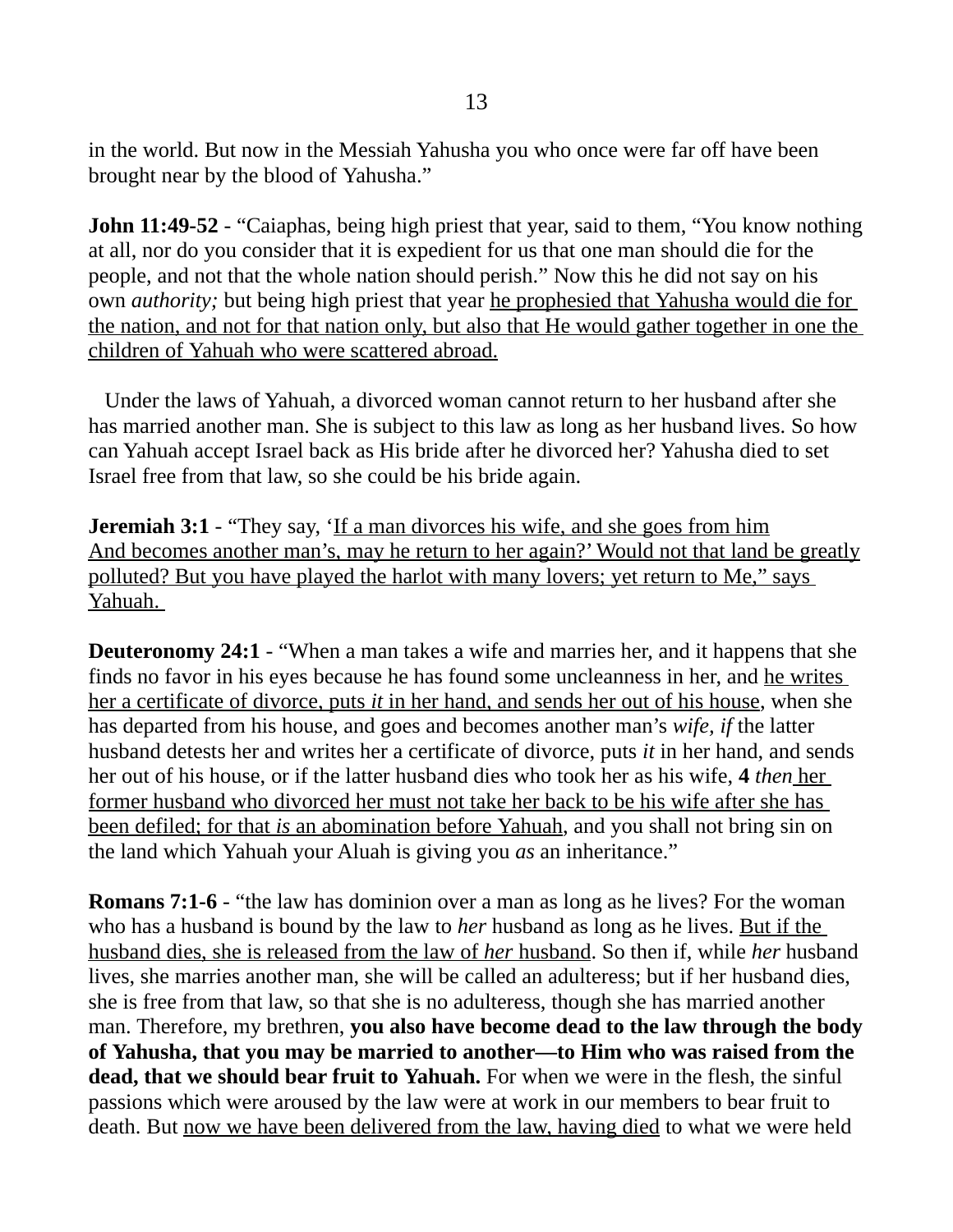in the world. But now in the Messiah Yahusha you who once were far off have been brought near by the blood of Yahusha."

**John 11:49-52** - "Caiaphas, being high priest that year, said to them, "You know nothing at all, nor do you consider that it is expedient for us that one man should die for the people, and not that the whole nation should perish." Now this he did not say on his own *authority;* but being high priest that year <u>he prophesied that Yahusha would die for the nation, and not for that nation only, but also that He would gather together in one the children of Yahuah who were scattered abroad.</u>

Under the laws of Yahuah, a divorced woman cannot return to her husband after she has married another man. She is subject to this law as long as her husband lives. So how can Yahuah accept Israel back as His bride after he divorced her? Yahusha died to set Israel free from that law, so she could be his bride again.

**Jeremiah 3:1** - "They say, '<u>If a man divorces his wife, and she goes from him And becomes another man's, may he return to her again?' Would not that land be greatly polluted? But you have played the harlot with many lovers; yet return to Me," says Yahuah.</u>

**Deuteronomy 24:1** - "When a man takes a wife and marries her, and it happens that she finds no favor in his eyes because he has found some uncleanness in her, and <u>he writes her a certificate of divorce, puts *it* in her hand, and sends her out of his house</u>, when she has departed from his house, and goes and becomes another man's *wife, if* the latter husband detests her and writes her a certificate of divorce, puts *it* in her hand, and sends her out of his house, or if the latter husband dies who took her as his wife, **4** *then* <u>her former husband who divorced her must not take her back to be his wife after she has been defiled; for that *is* an abomination before Yahuah</u>, and you shall not bring sin on the land which Yahuah your Aluah is giving you *as* an inheritance."

**Romans 7:1-6** - "the law has dominion over a man as long as he lives? For the woman who has a husband is bound by the law to *her* husband as long as he lives. <u>But if the husband dies, she is released from the law of *her* husband</u>. So then if, while *her* husband lives, she marries another man, she will be called an adulteress; but if her husband dies, she is free from that law, so that she is no adulteress, though she has married another man. Therefore, my brethren, **you also have become dead to the law through the body of Yahusha, that you may be married to another—to Him who was raised from the dead, that we should bear fruit to Yahuah.** For when we were in the flesh, the sinful passions which were aroused by the law were at work in our members to bear fruit to death. But <u>now we have been delivered from the law, having died</u> to what we were held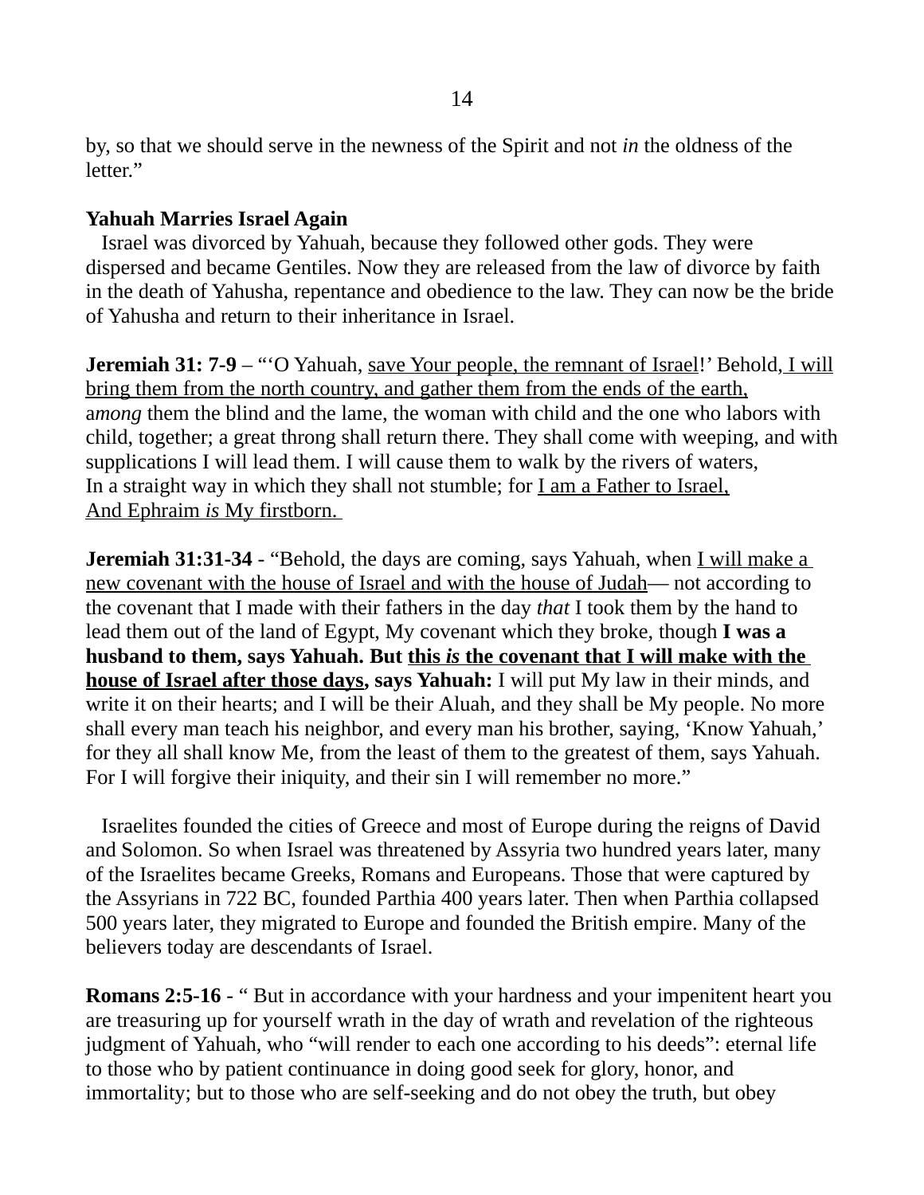by, so that we should serve in the newness of the Spirit and not *in* the oldness of the letter."

**Yahuah Marries Israel Again**

Israel was divorced by Yahuah, because they followed other gods. They were dispersed and became Gentiles. Now they are released from the law of divorce by faith in the death of Yahusha, repentance and obedience to the law. They can now be the bride of Yahusha and return to their inheritance in Israel.

**Jeremiah 31: 7-9** – "'O Yahuah, <u>save Your people, the remnant of Israel</u>!' Behold, <u>I will bring them from the north country, and gather them from the ends of the earth,</u> a*mong* them the blind and the lame, the woman with child and the one who labors with child, together; a great throng shall return there. They shall come with weeping, and with supplications I will lead them. I will cause them to walk by the rivers of waters, In a straight way in which they shall not stumble; for <u>I am a Father to Israel, And Ephraim *is* My firstborn.</u>

**Jeremiah 31:31-34** - "Behold, the days are coming, says Yahuah, when <u>I will make a new covenant with the house of Israel and with the house of Judah</u>— not according to the covenant that I made with their fathers in the day *that* I took them by the hand to lead them out of the land of Egypt, My covenant which they broke, though **I was a husband to them, says Yahuah. But <u>this *is* the covenant that I will make with the house of Israel after those days</u>, says Yahuah:** I will put My law in their minds, and write it on their hearts; and I will be their Aluah, and they shall be My people. No more shall every man teach his neighbor, and every man his brother, saying, 'Know Yahuah,' for they all shall know Me, from the least of them to the greatest of them, says Yahuah. For I will forgive their iniquity, and their sin I will remember no more."

Israelites founded the cities of Greece and most of Europe during the reigns of David and Solomon. So when Israel was threatened by Assyria two hundred years later, many of the Israelites became Greeks, Romans and Europeans. Those that were captured by the Assyrians in 722 BC, founded Parthia 400 years later. Then when Parthia collapsed 500 years later, they migrated to Europe and founded the British empire. Many of the believers today are descendants of Israel.

**Romans 2:5-16** - " But in accordance with your hardness and your impenitent heart you are treasuring up for yourself wrath in the day of wrath and revelation of the righteous judgment of Yahuah, who "will render to each one according to his deeds": eternal life to those who by patient continuance in doing good seek for glory, honor, and immortality; but to those who are self-seeking and do not obey the truth, but obey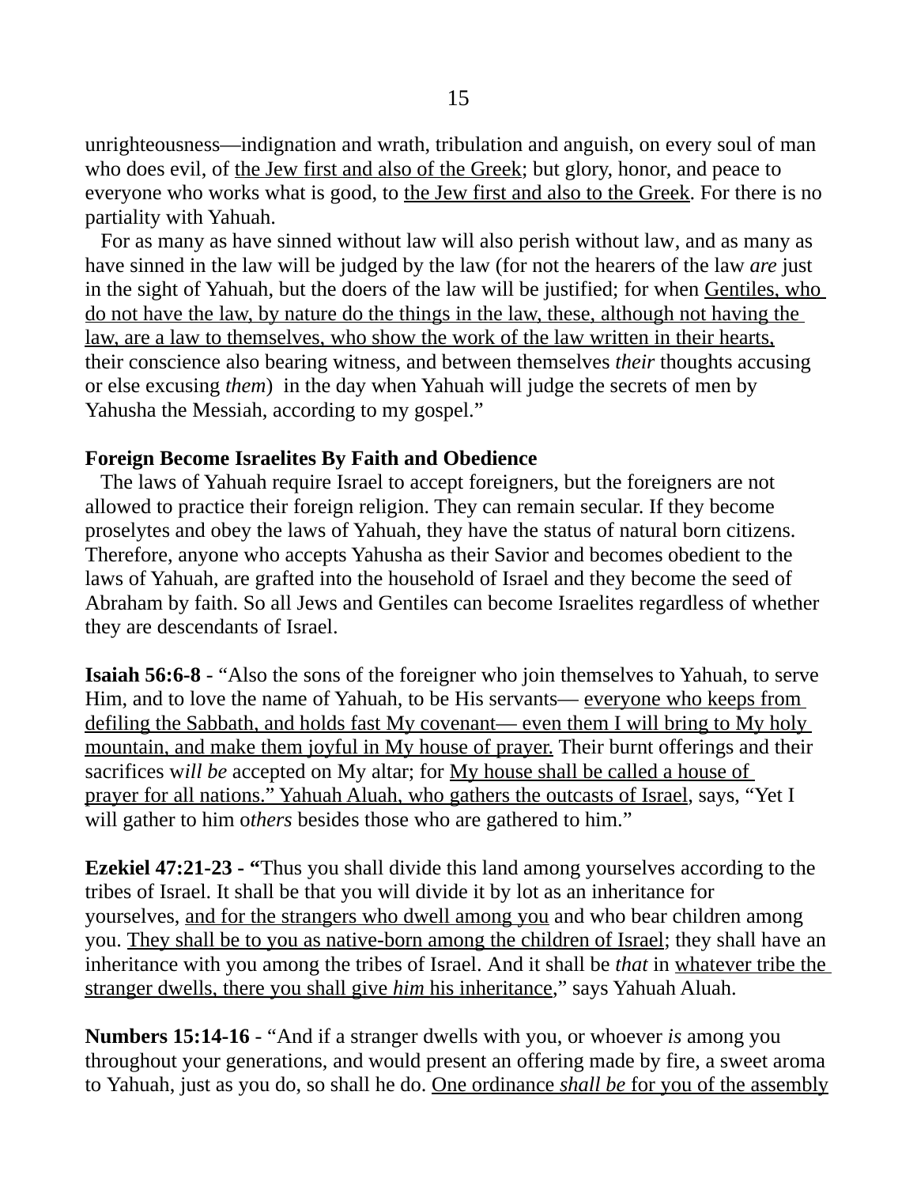unrighteousness—indignation and wrath, tribulation and anguish, on every soul of man who does evil, of <u>the Jew first and also of the Greek</u>; but glory, honor, and peace to everyone who works what is good, to <u>the Jew first and also to the Greek</u>. For there is no partiality with Yahuah.

For as many as have sinned without law will also perish without law, and as many as have sinned in the law will be judged by the law (for not the hearers of the law *are* just in the sight of Yahuah, but the doers of the law will be justified; for when <u>Gentiles, who do not have the law, by nature do the things in the law, these, although not having the law, are a law to themselves, who show the work of the law written in their hearts,</u> their conscience also bearing witness, and between themselves *their* thoughts accusing or else excusing *them*) in the day when Yahuah will judge the secrets of men by Yahusha the Messiah, according to my gospel."

**Foreign Become Israelites By Faith and Obedience**

The laws of Yahuah require Israel to accept foreigners, but the foreigners are not allowed to practice their foreign religion. They can remain secular. If they become proselytes and obey the laws of Yahuah, they have the status of natural born citizens. Therefore, anyone who accepts Yahusha as their Savior and becomes obedient to the laws of Yahuah, are grafted into the household of Israel and they become the seed of Abraham by faith. So all Jews and Gentiles can become Israelites regardless of whether they are descendants of Israel.

**Isaiah 56:6-8** - "Also the sons of the foreigner who join themselves to Yahuah, to serve Him, and to love the name of Yahuah, to be His servants— <u>everyone who keeps from defiling the Sabbath, and holds fast My covenant— even them I will bring to My holy mountain, and make them joyful in My house of prayer.</u> Their burnt offerings and their sacrifices w*ill be* accepted on My altar; for <u>My house shall be called a house of prayer for all nations." Yahuah Aluah, who gathers the outcasts of Israel</u>, says, "Yet I will gather to him o*thers* besides those who are gathered to him."

**Ezekiel 47:21-23 - "**Thus you shall divide this land among yourselves according to the tribes of Israel. It shall be that you will divide it by lot as an inheritance for yourselves, <u>and for the strangers who dwell among you</u> and who bear children among you. <u>They shall be to you as native-born among the children of Israel</u>; they shall have an inheritance with you among the tribes of Israel. And it shall be *that* in <u>whatever tribe the stranger dwells, there you shall give *him* his inheritance</u>," says Yahuah Aluah.

**Numbers 15:14-16** - "And if a stranger dwells with you, or whoever *is* among you throughout your generations, and would present an offering made by fire, a sweet aroma to Yahuah, just as you do, so shall he do. <u>One ordinance *shall be* for you of the assembly</u>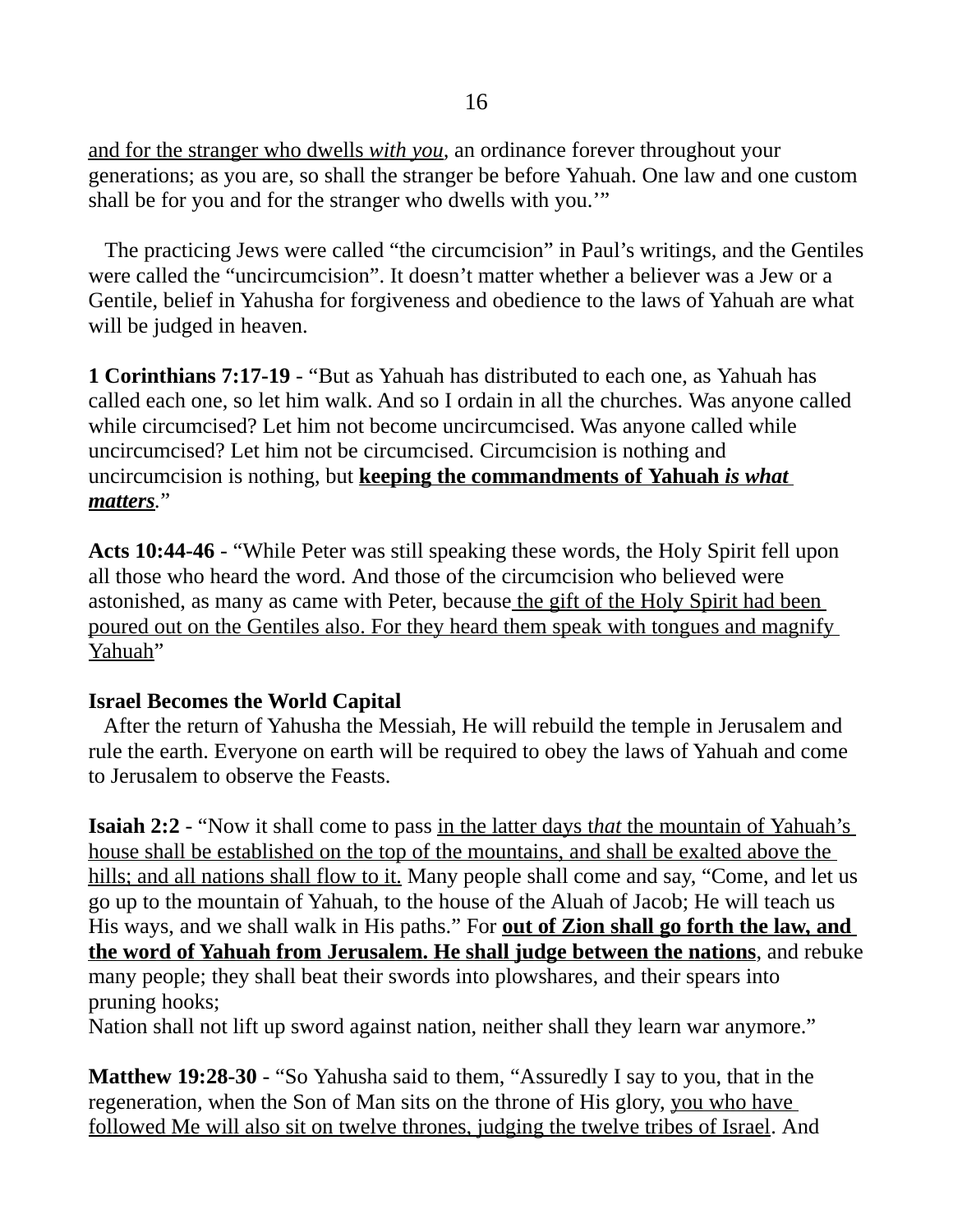and for the stranger who dwells *with you*, an ordinance forever throughout your generations; as you are, so shall the stranger be before Yahuah. One law and one custom shall be for you and for the stranger who dwells with you.'"

The practicing Jews were called "the circumcision" in Paul's writings, and the Gentiles were called the "uncircumcision". It doesn't matter whether a believer was a Jew or a Gentile, belief in Yahusha for forgiveness and obedience to the laws of Yahuah are what will be judged in heaven.

**1 Corinthians 7:17-19** - "But as Yahuah has distributed to each one, as Yahuah has called each one, so let him walk. And so I ordain in all the churches. Was anyone called while circumcised? Let him not become uncircumcised. Was anyone called while uncircumcised? Let him not be circumcised. Circumcision is nothing and uncircumcision is nothing, but **keeping the commandments of Yahuah *is what matters*.**"

**Acts 10:44-46** - "While Peter was still speaking these words, the Holy Spirit fell upon all those who heard the word. And those of the circumcision who believed were astonished, as many as came with Peter, because the gift of the Holy Spirit had been poured out on the Gentiles also. For they heard them speak with tongues and magnify Yahuah"

**Israel Becomes the World Capital**

After the return of Yahusha the Messiah, He will rebuild the temple in Jerusalem and rule the earth. Everyone on earth will be required to obey the laws of Yahuah and come to Jerusalem to observe the Feasts.

**Isaiah 2:2** - "Now it shall come to pass in the latter days t*hat* the mountain of Yahuah's house shall be established on the top of the mountains, and shall be exalted above the hills; and all nations shall flow to it. Many people shall come and say, "Come, and let us go up to the mountain of Yahuah, to the house of the Aluah of Jacob; He will teach us His ways, and we shall walk in His paths." For **out of Zion shall go forth the law, and the word of Yahuah from Jerusalem. He shall judge between the nations**, and rebuke many people; they shall beat their swords into plowshares, and their spears into pruning hooks;
Nation shall not lift up sword against nation, neither shall they learn war anymore."

**Matthew 19:28-30** - "So Yahusha said to them, "Assuredly I say to you, that in the regeneration, when the Son of Man sits on the throne of His glory, you who have followed Me will also sit on twelve thrones, judging the twelve tribes of Israel. And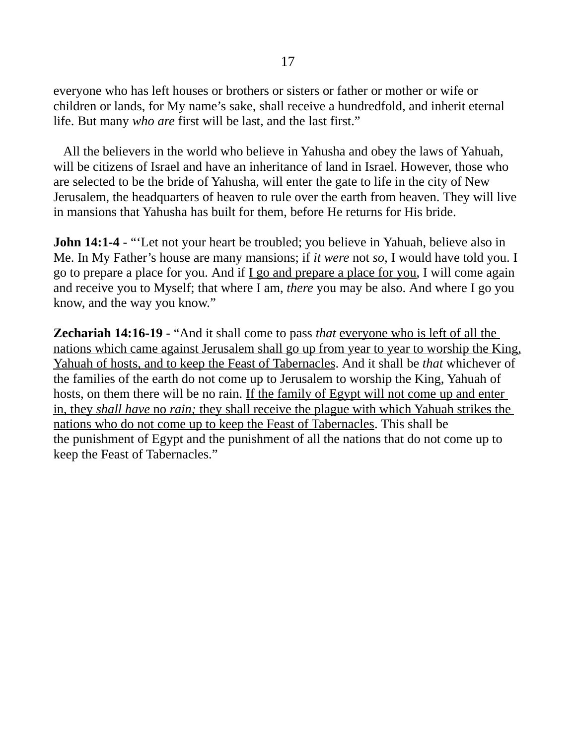everyone who has left houses or brothers or sisters or father or mother or wife or children or lands, for My name's sake, shall receive a hundredfold, and inherit eternal life. But many *who are* first will be last, and the last first."

All the believers in the world who believe in Yahusha and obey the laws of Yahuah, will be citizens of Israel and have an inheritance of land in Israel. However, those who are selected to be the bride of Yahusha, will enter the gate to life in the city of New Jerusalem, the headquarters of heaven to rule over the earth from heaven. They will live in mansions that Yahusha has built for them, before He returns for His bride.

**John 14:1-4** - "'Let not your heart be troubled; you believe in Yahuah, believe also in Me. <u>In My Father's house are many mansions</u>; if *it were* not *so*, I would have told you. I go to prepare a place for you. And if <u>I go and prepare a place for you</u>, I will come again and receive you to Myself; that where I am, *there* you may be also. And where I go you know, and the way you know."

**Zechariah 14:16-19** - "And it shall come to pass *that* <u>everyone who is left of all the nations which came against Jerusalem shall go up from year to year to worship the King, Yahuah of hosts, and to keep the Feast of Tabernacles</u>. And it shall be *that* whichever of the families of the earth do not come up to Jerusalem to worship the King, Yahuah of hosts, on them there will be no rain. <u>If the family of Egypt will not come up and enter in, they *shall have* no *rain;* they shall receive the plague with which Yahuah strikes the nations who do not come up to keep the Feast of Tabernacles</u>. This shall be the punishment of Egypt and the punishment of all the nations that do not come up to keep the Feast of Tabernacles."